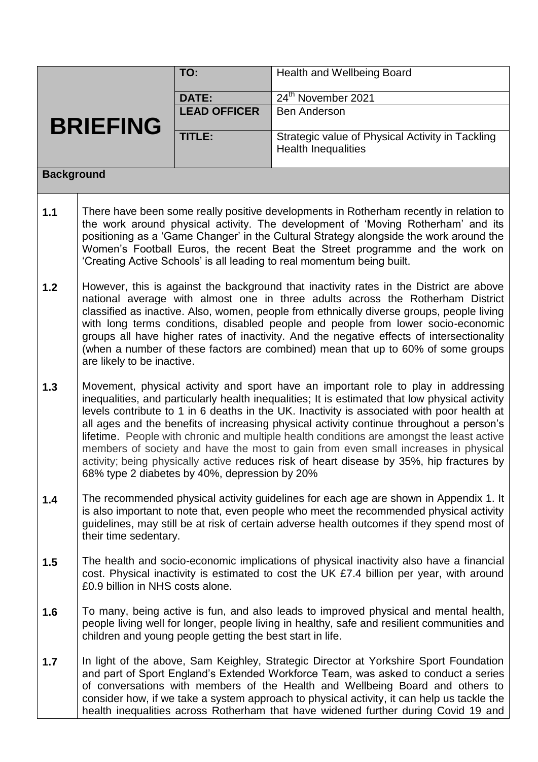# BRIEFING

| | |
|---|---|
| **TO:** | Health and Wellbeing Board |
| **DATE:** | 24th November 2021 |
| **LEAD OFFICER** | Ben Anderson |
| **TITLE:** | Strategic value of Physical Activity in Tackling Health Inequalities |

## Background

**1.1** There have been some really positive developments in Rotherham recently in relation to the work around physical activity. The development of 'Moving Rotherham' and its positioning as a 'Game Changer' in the Cultural Strategy alongside the work around the Women's Football Euros, the recent Beat the Street programme and the work on 'Creating Active Schools' is all leading to real momentum being built.

**1.2** However, this is against the background that inactivity rates in the District are above national average with almost one in three adults across the Rotherham District classified as inactive. Also, women, people from ethnically diverse groups, people living with long terms conditions, disabled people and people from lower socio-economic groups all have higher rates of inactivity. And the negative effects of intersectionality (when a number of these factors are combined) mean that up to 60% of some groups are likely to be inactive.

**1.3** Movement, physical activity and sport have an important role to play in addressing inequalities, and particularly health inequalities; It is estimated that low physical activity levels contribute to 1 in 6 deaths in the UK. Inactivity is associated with poor health at all ages and the benefits of increasing physical activity continue throughout a person's lifetime. People with chronic and multiple health conditions are amongst the least active members of society and have the most to gain from even small increases in physical activity; being physically active reduces risk of heart disease by 35%, hip fractures by 68% type 2 diabetes by 40%, depression by 20%

**1.4** The recommended physical activity guidelines for each age are shown in Appendix 1. It is also important to note that, even people who meet the recommended physical activity guidelines, may still be at risk of certain adverse health outcomes if they spend most of their time sedentary.

**1.5** The health and socio-economic implications of physical inactivity also have a financial cost. Physical inactivity is estimated to cost the UK £7.4 billion per year, with around £0.9 billion in NHS costs alone.

**1.6** To many, being active is fun, and also leads to improved physical and mental health, people living well for longer, people living in healthy, safe and resilient communities and children and young people getting the best start in life.

**1.7** In light of the above, Sam Keighley, Strategic Director at Yorkshire Sport Foundation and part of Sport England's Extended Workforce Team, was asked to conduct a series of conversations with members of the Health and Wellbeing Board and others to consider how, if we take a system approach to physical activity, it can help us tackle the health inequalities across Rotherham that have widened further during Covid 19 and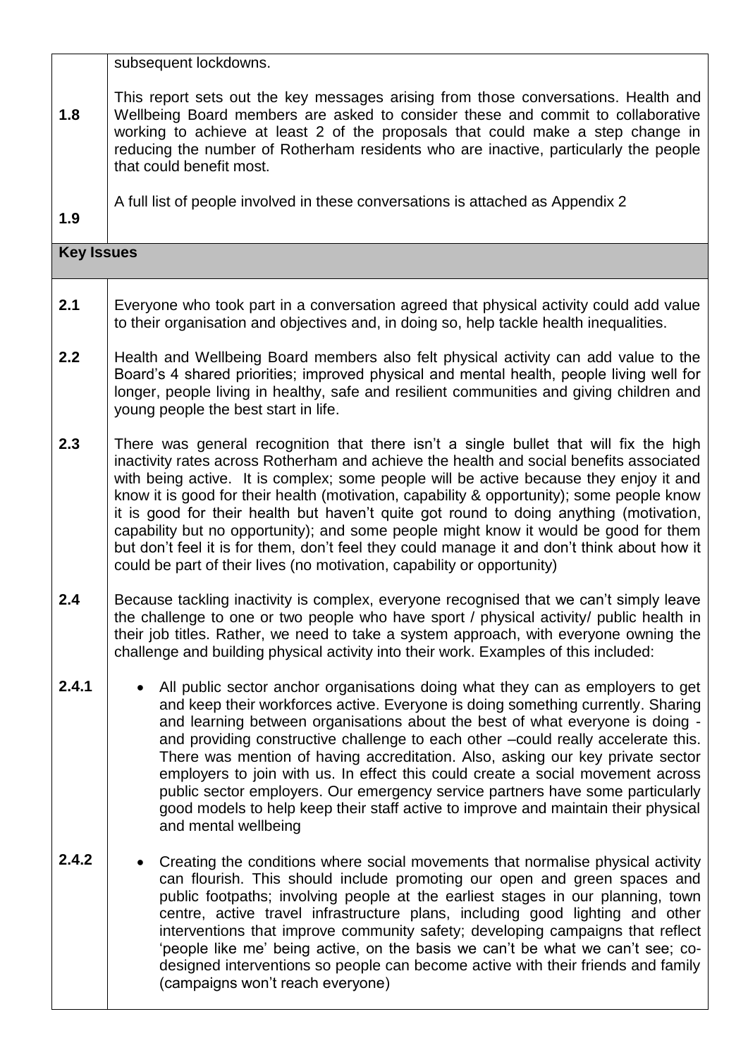subsequent lockdowns.

**1.8** This report sets out the key messages arising from those conversations. Health and Wellbeing Board members are asked to consider these and commit to collaborative working to achieve at least 2 of the proposals that could make a step change in reducing the number of Rotherham residents who are inactive, particularly the people that could benefit most.

**1.9** A full list of people involved in these conversations is attached as Appendix 2

## Key Issues

**2.1** Everyone who took part in a conversation agreed that physical activity could add value to their organisation and objectives and, in doing so, help tackle health inequalities.

**2.2** Health and Wellbeing Board members also felt physical activity can add value to the Board's 4 shared priorities; improved physical and mental health, people living well for longer, people living in healthy, safe and resilient communities and giving children and young people the best start in life.

**2.3** There was general recognition that there isn't a single bullet that will fix the high inactivity rates across Rotherham and achieve the health and social benefits associated with being active. It is complex; some people will be active because they enjoy it and know it is good for their health (motivation, capability & opportunity); some people know it is good for their health but haven't quite got round to doing anything (motivation, capability but no opportunity); and some people might know it would be good for them but don't feel it is for them, don't feel they could manage it and don't think about how it could be part of their lives (no motivation, capability or opportunity)

**2.4** Because tackling inactivity is complex, everyone recognised that we can't simply leave the challenge to one or two people who have sport / physical activity/ public health in their job titles. Rather, we need to take a system approach, with everyone owning the challenge and building physical activity into their work. Examples of this included:

**2.4.1**
- All public sector anchor organisations doing what they can as employers to get and keep their workforces active. Everyone is doing something currently. Sharing and learning between organisations about the best of what everyone is doing - and providing constructive challenge to each other –could really accelerate this. There was mention of having accreditation. Also, asking our key private sector employers to join with us. In effect this could create a social movement across public sector employers. Our emergency service partners have some particularly good models to help keep their staff active to improve and maintain their physical and mental wellbeing

**2.4.2**
- Creating the conditions where social movements that normalise physical activity can flourish. This should include promoting our open and green spaces and public footpaths; involving people at the earliest stages in our planning, town centre, active travel infrastructure plans, including good lighting and other interventions that improve community safety; developing campaigns that reflect 'people like me' being active, on the basis we can't be what we can't see; co-designed interventions so people can become active with their friends and family (campaigns won't reach everyone)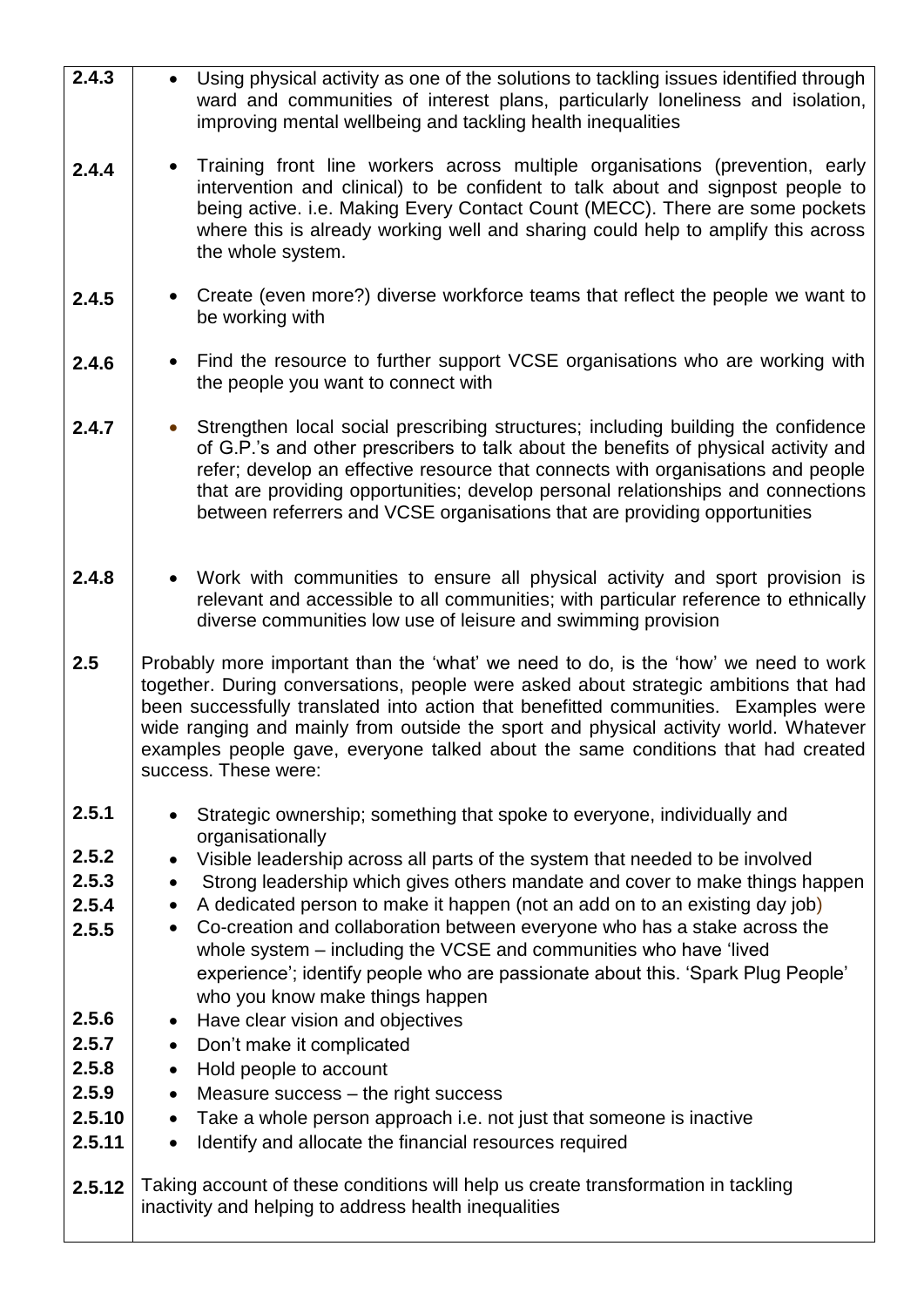| | |
|---|---|
| 2.4.3 | • Using physical activity as one of the solutions to tackling issues identified through ward and communities of interest plans, particularly loneliness and isolation, improving mental wellbeing and tackling health inequalities |
| 2.4.4 | • Training front line workers across multiple organisations (prevention, early intervention and clinical) to be confident to talk about and signpost people to being active. i.e. Making Every Contact Count (MECC). There are some pockets where this is already working well and sharing could help to amplify this across the whole system. |
| 2.4.5 | • Create (even more?) diverse workforce teams that reflect the people we want to be working with |
| 2.4.6 | • Find the resource to further support VCSE organisations who are working with the people you want to connect with |
| 2.4.7 | • Strengthen local social prescribing structures; including building the confidence of G.P.'s and other prescribers to talk about the benefits of physical activity and refer; develop an effective resource that connects with organisations and people that are providing opportunities; develop personal relationships and connections between referrers and VCSE organisations that are providing opportunities |
| 2.4.8 | • Work with communities to ensure all physical activity and sport provision is relevant and accessible to all communities; with particular reference to ethnically diverse communities low use of leisure and swimming provision |
| 2.5 | Probably more important than the 'what' we need to do, is the 'how' we need to work together. During conversations, people were asked about strategic ambitions that had been successfully translated into action that benefitted communities. Examples were wide ranging and mainly from outside the sport and physical activity world. Whatever examples people gave, everyone talked about the same conditions that had created success. These were: |
| 2.5.1 | • Strategic ownership; something that spoke to everyone, individually and organisationally |
| 2.5.2 | • Visible leadership across all parts of the system that needed to be involved |
| 2.5.3 | • Strong leadership which gives others mandate and cover to make things happen |
| 2.5.4 | • A dedicated person to make it happen (not an add on to an existing day job) |
| 2.5.5 | • Co-creation and collaboration between everyone who has a stake across the whole system – including the VCSE and communities who have 'lived experience'; identify people who are passionate about this. 'Spark Plug People' who you know make things happen |
| 2.5.6 | • Have clear vision and objectives |
| 2.5.7 | • Don't make it complicated |
| 2.5.8 | • Hold people to account |
| 2.5.9 | • Measure success – the right success |
| 2.5.10 | • Take a whole person approach i.e. not just that someone is inactive |
| 2.5.11 | • Identify and allocate the financial resources required |
| 2.5.12 | Taking account of these conditions will help us create transformation in tackling inactivity and helping to address health inequalities |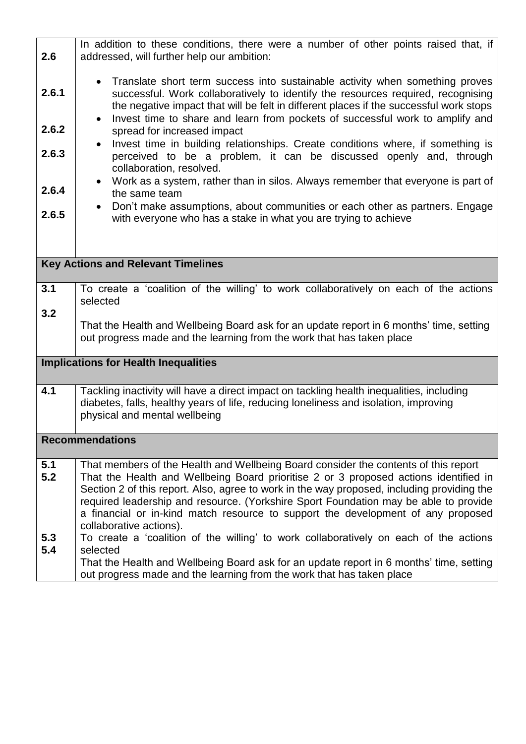| | |
|---|---|
| **2.6** | In addition to these conditions, there were a number of other points raised that, if addressed, will further help our ambition: |
| **2.6.1** | • Translate short term success into sustainable activity when something proves successful. Work collaboratively to identify the resources required, recognising the negative impact that will be felt in different places if the successful work stops |
| **2.6.2** | • Invest time to share and learn from pockets of successful work to amplify and spread for increased impact |
| **2.6.3** | • Invest time in building relationships. Create conditions where, if something is perceived to be a problem, it can be discussed openly and, through collaboration, resolved. |
| **2.6.4** | • Work as a system, rather than in silos. Always remember that everyone is part of the same team |
| **2.6.5** | • Don't make assumptions, about communities or each other as partners. Engage with everyone who has a stake in what you are trying to achieve |

## Key Actions and Relevant Timelines

| | |
|---|---|
| **3.1** | To create a 'coalition of the willing' to work collaboratively on each of the actions selected |
| **3.2** | That the Health and Wellbeing Board ask for an update report in 6 months' time, setting out progress made and the learning from the work that has taken place |

## Implications for Health Inequalities

| | |
|---|---|
| **4.1** | Tackling inactivity will have a direct impact on tackling health inequalities, including diabetes, falls, healthy years of life, reducing loneliness and isolation, improving physical and mental wellbeing |

## Recommendations

| | |
|---|---|
| **5.1** | That members of the Health and Wellbeing Board consider the contents of this report |
| **5.2** | That the Health and Wellbeing Board prioritise 2 or 3 proposed actions identified in Section 2 of this report. Also, agree to work in the way proposed, including providing the required leadership and resource. (Yorkshire Sport Foundation may be able to provide a financial or in-kind match resource to support the development of any proposed collaborative actions). |
| **5.3** | To create a 'coalition of the willing' to work collaboratively on each of the actions selected |
| **5.4** | That the Health and Wellbeing Board ask for an update report in 6 months' time, setting out progress made and the learning from the work that has taken place |